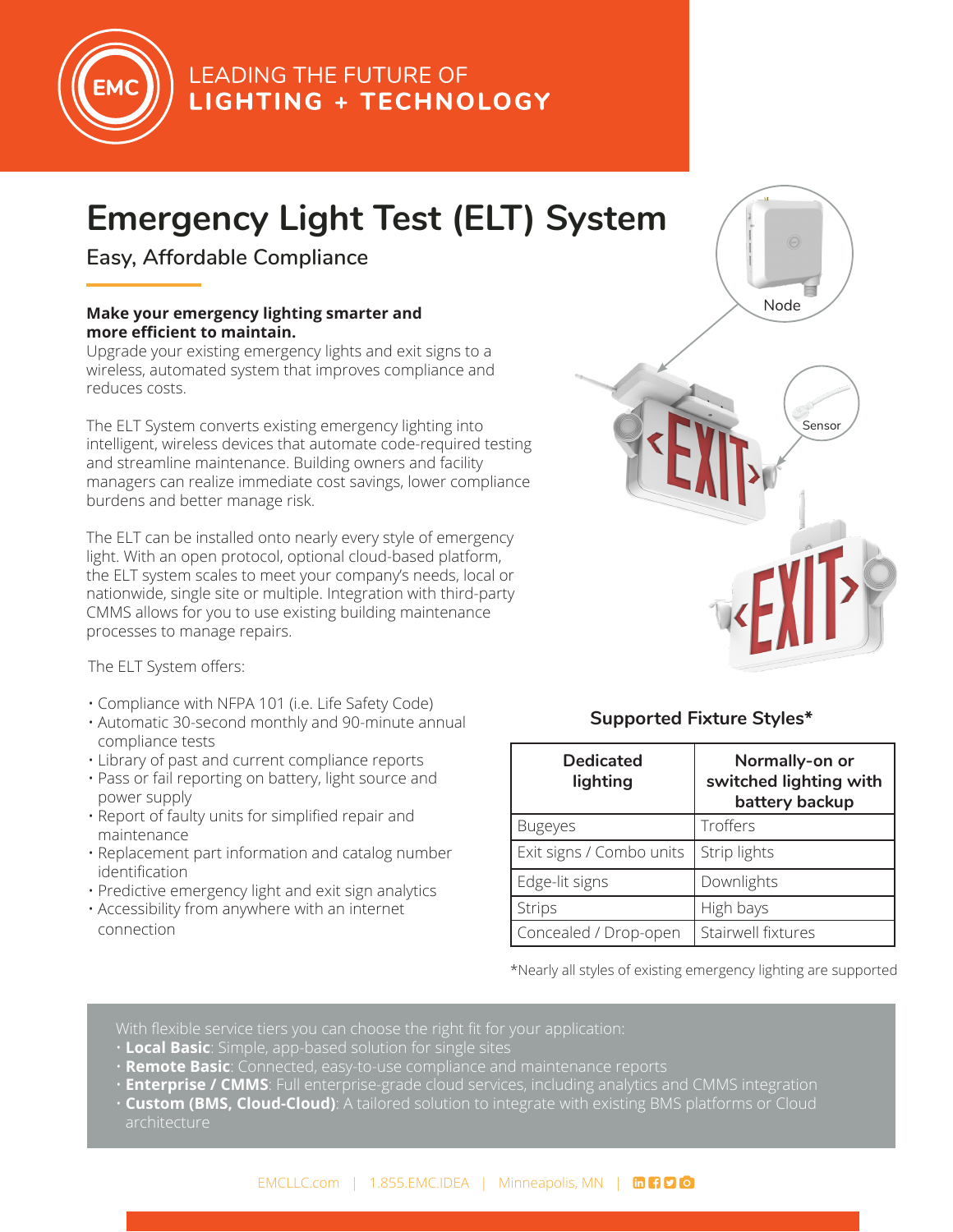LEADING THE FUTURE OF
**LIGHTING + TECHNOLOGY**

# Emergency Light Test (ELT) System

## Easy, Affordable Compliance

**Make your emergency lighting smarter and more efficient to maintain.**
Upgrade your existing emergency lights and exit signs to a wireless, automated system that improves compliance and reduces costs.

The ELT System converts existing emergency lighting into intelligent, wireless devices that automate code-required testing and streamline maintenance. Building owners and facility managers can realize immediate cost savings, lower compliance burdens and better manage risk.

The ELT can be installed onto nearly every style of emergency light. With an open protocol, optional cloud-based platform, the ELT system scales to meet your company's needs, local or nationwide, single site or multiple. Integration with third-party CMMS allows for you to use existing building maintenance processes to manage repairs.

Node

Sensor

The ELT System offers:

- Compliance with NFPA 101 (i.e. Life Safety Code)
- Automatic 30-second monthly and 90-minute annual compliance tests
- Library of past and current compliance reports
- Pass or fail reporting on battery, light source and power supply
- Report of faulty units for simplified repair and maintenance
- Replacement part information and catalog number identification
- Predictive emergency light and exit sign analytics
- Accessibility from anywhere with an internet connection

### Supported Fixture Styles*

| Dedicated lighting | Normally-on or switched lighting with battery backup |
|---|---|
| Bugeyes | Troffers |
| Exit signs / Combo units | Strip lights |
| Edge-lit signs | Downlights |
| Strips | High bays |
| Concealed / Drop-open | Stairwell fixtures |

*Nearly all styles of existing emergency lighting are supported

With flexible service tiers you can choose the right fit for your application:

- **Local Basic**: Simple, app-based solution for single sites
- **Remote Basic**: Connected, easy-to-use compliance and maintenance reports
- **Enterprise / CMMS**: Full enterprise-grade cloud services, including analytics and CMMS integration
- **Custom (BMS, Cloud-Cloud)**: A tailored solution to integrate with existing BMS platforms or Cloud architecture

EMCLLC.com | 1.855.EMC.IDEA | Minneapolis, MN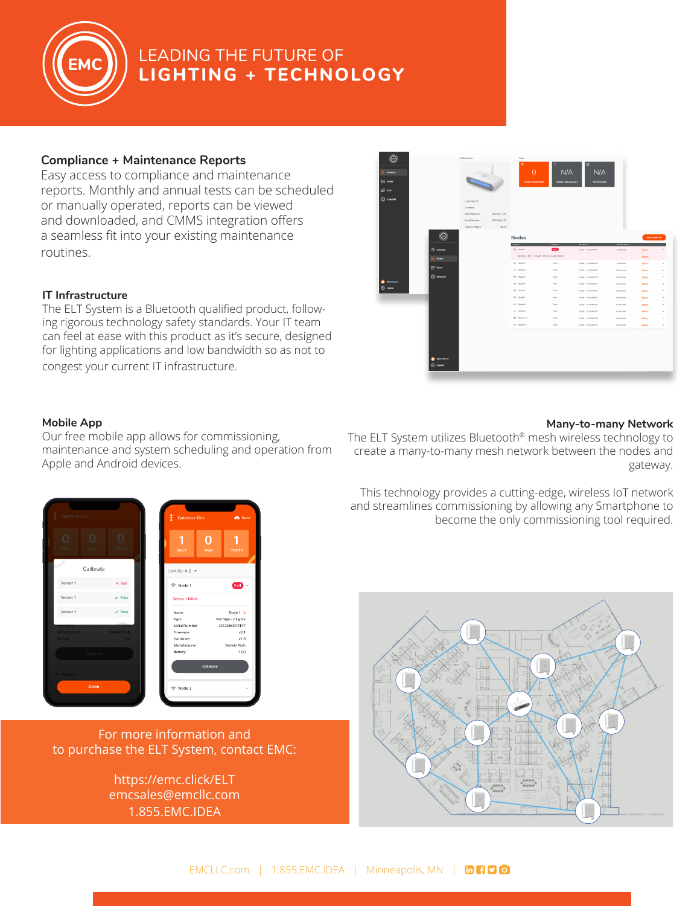LEADING THE FUTURE OF
**LIGHTING + TECHNOLOGY**

### Compliance + Maintenance Reports

Easy access to compliance and maintenance reports. Monthly and annual tests can be scheduled or manually operated, reports can be viewed and downloaded, and CMMS integration offers a seamless fit into your existing maintenance routines.

### IT Infrastructure

The ELT System is a Bluetooth qualified product, following rigorous technology safety standards. Your IT team can feel at ease with this product as it's secure, designed for lighting applications and low bandwidth so as not to congest your current IT infrastructure.

### Mobile App

Our free mobile app allows for commissioning, maintenance and system scheduling and operation from Apple and Android devices.

### Many-to-many Network

The ELT System utilizes Bluetooth® mesh wireless technology to create a many-to-many mesh network between the nodes and gateway.

This technology provides a cutting-edge, wireless IoT network and streamlines commissioning by allowing any Smartphone to become the only commissioning tool required.

For more information and
to purchase the ELT System, contact EMC:

https://emc.click/ELT
emcsales@emcllc.com
1.855.EMC.IDEA

EMCLLC.com | 1.855.EMC.IDEA | Minneapolis, MN